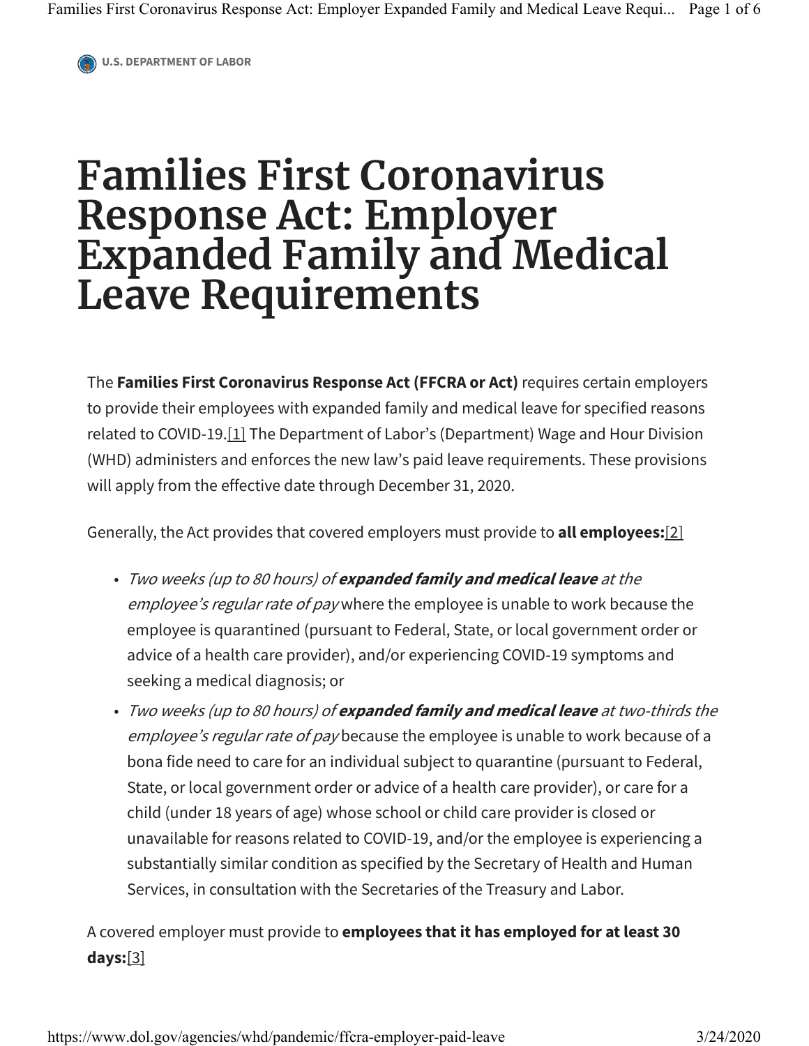U.S. DEPARTMENT OF LABOR

# Families First Coronavirus Response Act: Employer Expanded Family and Medical Leave Requirements

The **Families First Coronavirus Response Act (FFCRA or Act)** requires certain employers to provide their employees with expanded family and medical leave for specified reasons related to COVID-19.[1] The Department of Labor's (Department) Wage and Hour Division (WHD) administers and enforces the new law's paid leave requirements. These provisions will apply from the effective date through December 31, 2020.

Generally, the Act provides that covered employers must provide to **all employees:**[2]

- *Two weeks (up to 80 hours) of **expanded family and medical leave** at the employee's regular rate of pay* where the employee is unable to work because the employee is quarantined (pursuant to Federal, State, or local government order or advice of a health care provider), and/or experiencing COVID-19 symptoms and seeking a medical diagnosis; or
- *Two weeks (up to 80 hours) of **expanded family and medical leave** at two-thirds the employee's regular rate of pay* because the employee is unable to work because of a bona fide need to care for an individual subject to quarantine (pursuant to Federal, State, or local government order or advice of a health care provider), or care for a child (under 18 years of age) whose school or child care provider is closed or unavailable for reasons related to COVID-19, and/or the employee is experiencing a substantially similar condition as specified by the Secretary of Health and Human Services, in consultation with the Secretaries of the Treasury and Labor.

A covered employer must provide to **employees that it has employed for at least 30 days:**[3]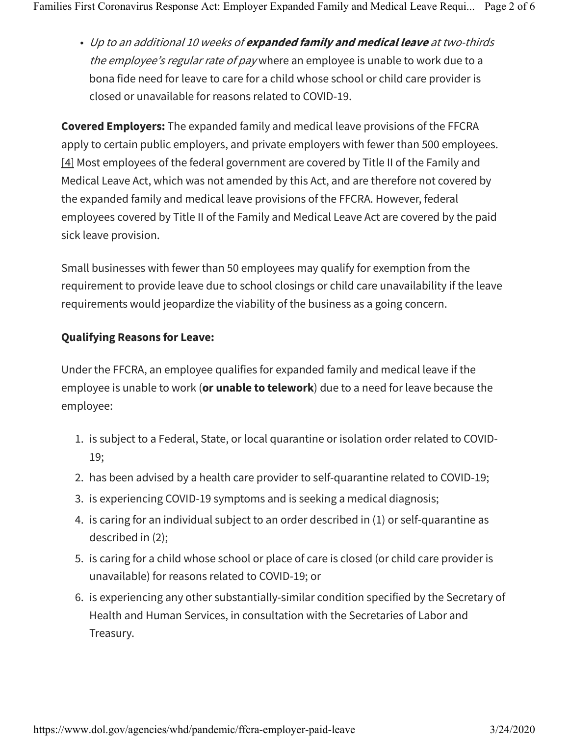- *Up to an additional 10 weeks of **expanded family and medical leave** at two-thirds the employee's regular rate of pay* where an employee is unable to work due to a bona fide need for leave to care for a child whose school or child care provider is closed or unavailable for reasons related to COVID-19.

**Covered Employers:** The expanded family and medical leave provisions of the FFCRA apply to certain public employers, and private employers with fewer than 500 employees. [4] Most employees of the federal government are covered by Title II of the Family and Medical Leave Act, which was not amended by this Act, and are therefore not covered by the expanded family and medical leave provisions of the FFCRA. However, federal employees covered by Title II of the Family and Medical Leave Act are covered by the paid sick leave provision.

Small businesses with fewer than 50 employees may qualify for exemption from the requirement to provide leave due to school closings or child care unavailability if the leave requirements would jeopardize the viability of the business as a going concern.

**Qualifying Reasons for Leave:**

Under the FFCRA, an employee qualifies for expanded family and medical leave if the employee is unable to work (**or unable to telework**) due to a need for leave because the employee:

1. is subject to a Federal, State, or local quarantine or isolation order related to COVID-19;
2. has been advised by a health care provider to self-quarantine related to COVID-19;
3. is experiencing COVID-19 symptoms and is seeking a medical diagnosis;
4. is caring for an individual subject to an order described in (1) or self-quarantine as described in (2);
5. is caring for a child whose school or place of care is closed (or child care provider is unavailable) for reasons related to COVID-19; or
6. is experiencing any other substantially-similar condition specified by the Secretary of Health and Human Services, in consultation with the Secretaries of Labor and Treasury.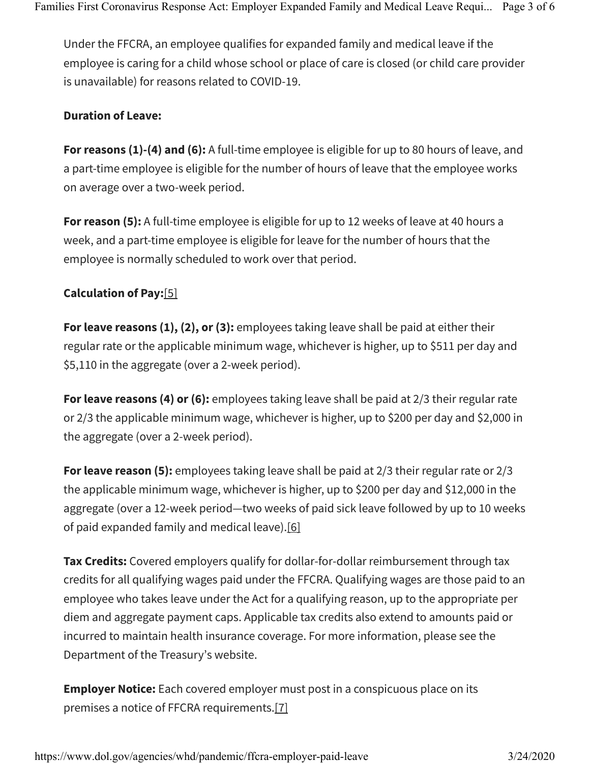Under the FFCRA, an employee qualifies for expanded family and medical leave if the employee is caring for a child whose school or place of care is closed (or child care provider is unavailable) for reasons related to COVID-19.

**Duration of Leave:**

**For reasons (1)-(4) and (6):** A full-time employee is eligible for up to 80 hours of leave, and a part-time employee is eligible for the number of hours of leave that the employee works on average over a two-week period.

**For reason (5):** A full-time employee is eligible for up to 12 weeks of leave at 40 hours a week, and a part-time employee is eligible for leave for the number of hours that the employee is normally scheduled to work over that period.

**Calculation of Pay:**[5]

**For leave reasons (1), (2), or (3):** employees taking leave shall be paid at either their regular rate or the applicable minimum wage, whichever is higher, up to $511 per day and $5,110 in the aggregate (over a 2-week period).

**For leave reasons (4) or (6):** employees taking leave shall be paid at 2/3 their regular rate or 2/3 the applicable minimum wage, whichever is higher, up to $200 per day and $2,000 in the aggregate (over a 2-week period).

**For leave reason (5):** employees taking leave shall be paid at 2/3 their regular rate or 2/3 the applicable minimum wage, whichever is higher, up to $200 per day and $12,000 in the aggregate (over a 12-week period—two weeks of paid sick leave followed by up to 10 weeks of paid expanded family and medical leave).[6]

**Tax Credits:** Covered employers qualify for dollar-for-dollar reimbursement through tax credits for all qualifying wages paid under the FFCRA. Qualifying wages are those paid to an employee who takes leave under the Act for a qualifying reason, up to the appropriate per diem and aggregate payment caps. Applicable tax credits also extend to amounts paid or incurred to maintain health insurance coverage. For more information, please see the Department of the Treasury's website.

**Employer Notice:** Each covered employer must post in a conspicuous place on its premises a notice of FFCRA requirements.[7]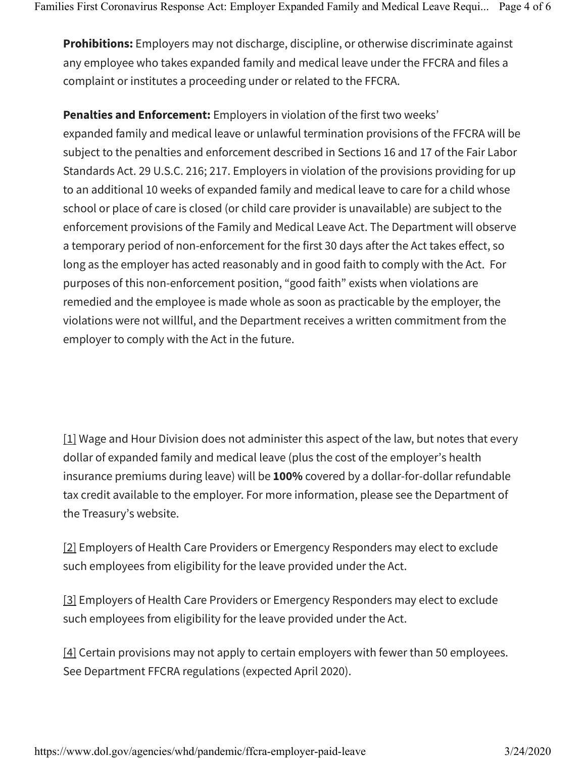**Prohibitions:** Employers may not discharge, discipline, or otherwise discriminate against any employee who takes expanded family and medical leave under the FFCRA and files a complaint or institutes a proceeding under or related to the FFCRA.

**Penalties and Enforcement:** Employers in violation of the first two weeks' expanded family and medical leave or unlawful termination provisions of the FFCRA will be subject to the penalties and enforcement described in Sections 16 and 17 of the Fair Labor Standards Act. 29 U.S.C. 216; 217. Employers in violation of the provisions providing for up to an additional 10 weeks of expanded family and medical leave to care for a child whose school or place of care is closed (or child care provider is unavailable) are subject to the enforcement provisions of the Family and Medical Leave Act. The Department will observe a temporary period of non-enforcement for the first 30 days after the Act takes effect, so long as the employer has acted reasonably and in good faith to comply with the Act. For purposes of this non-enforcement position, "good faith" exists when violations are remedied and the employee is made whole as soon as practicable by the employer, the violations were not willful, and the Department receives a written commitment from the employer to comply with the Act in the future.

[1] Wage and Hour Division does not administer this aspect of the law, but notes that every dollar of expanded family and medical leave (plus the cost of the employer's health insurance premiums during leave) will be **100%** covered by a dollar-for-dollar refundable tax credit available to the employer. For more information, please see the Department of the Treasury's website.

[2] Employers of Health Care Providers or Emergency Responders may elect to exclude such employees from eligibility for the leave provided under the Act.

[3] Employers of Health Care Providers or Emergency Responders may elect to exclude such employees from eligibility for the leave provided under the Act.

[4] Certain provisions may not apply to certain employers with fewer than 50 employees. See Department FFCRA regulations (expected April 2020).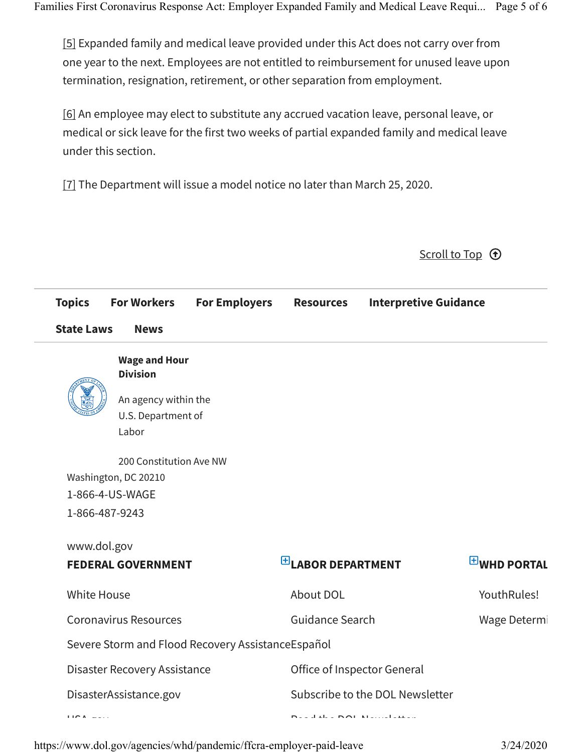[5] Expanded family and medical leave provided under this Act does not carry over from one year to the next. Employees are not entitled to reimbursement for unused leave upon termination, resignation, retirement, or other separation from employment.

[6] An employee may elect to substitute any accrued vacation leave, personal leave, or medical or sick leave for the first two weeks of partial expanded family and medical leave under this section.

[7] The Department will issue a model notice no later than March 25, 2020.

Scroll to Top

**Topics** **For Workers** **For Employers** **Resources** **Interpretive Guidance** **State Laws** **News**

**Wage and Hour Division**

An agency within the U.S. Department of Labor

200 Constitution Ave NW
Washington, DC 20210
1-866-4-US-WAGE
1-866-487-9243

www.dol.gov

**FEDERAL GOVERNMENT**

White House

Coronavirus Resources

Severe Storm and Flood Recovery Assistance

Disaster Recovery Assistance

DisasterAssistance.gov

**LABOR DEPARTMENT**

About DOL

Guidance Search

Español

Office of Inspector General

Subscribe to the DOL Newsletter

**WHD PORTAL**

YouthRules!

Wage Determi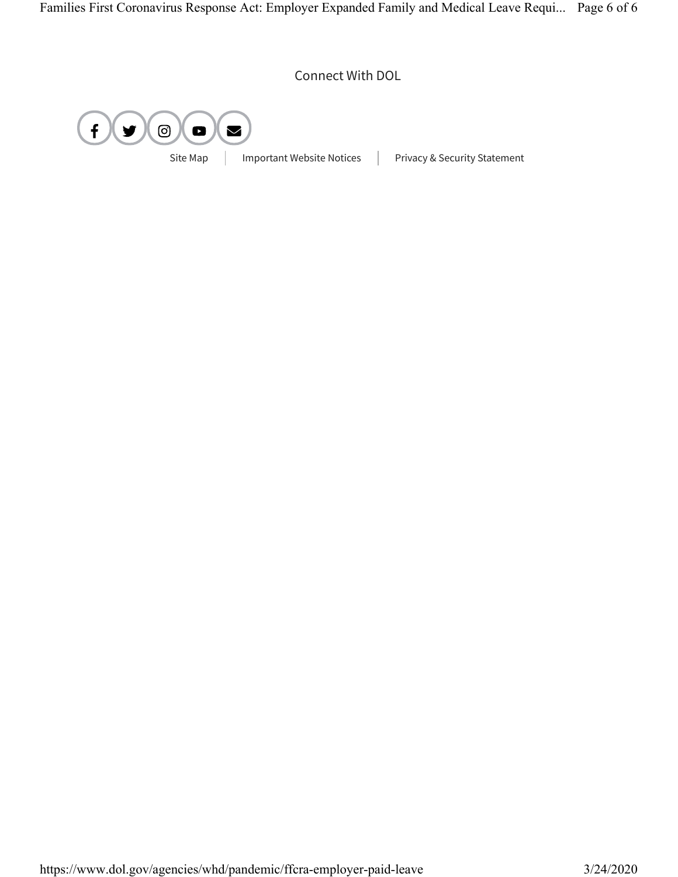Connect With DOL

Site Map | Important Website Notices | Privacy & Security Statement